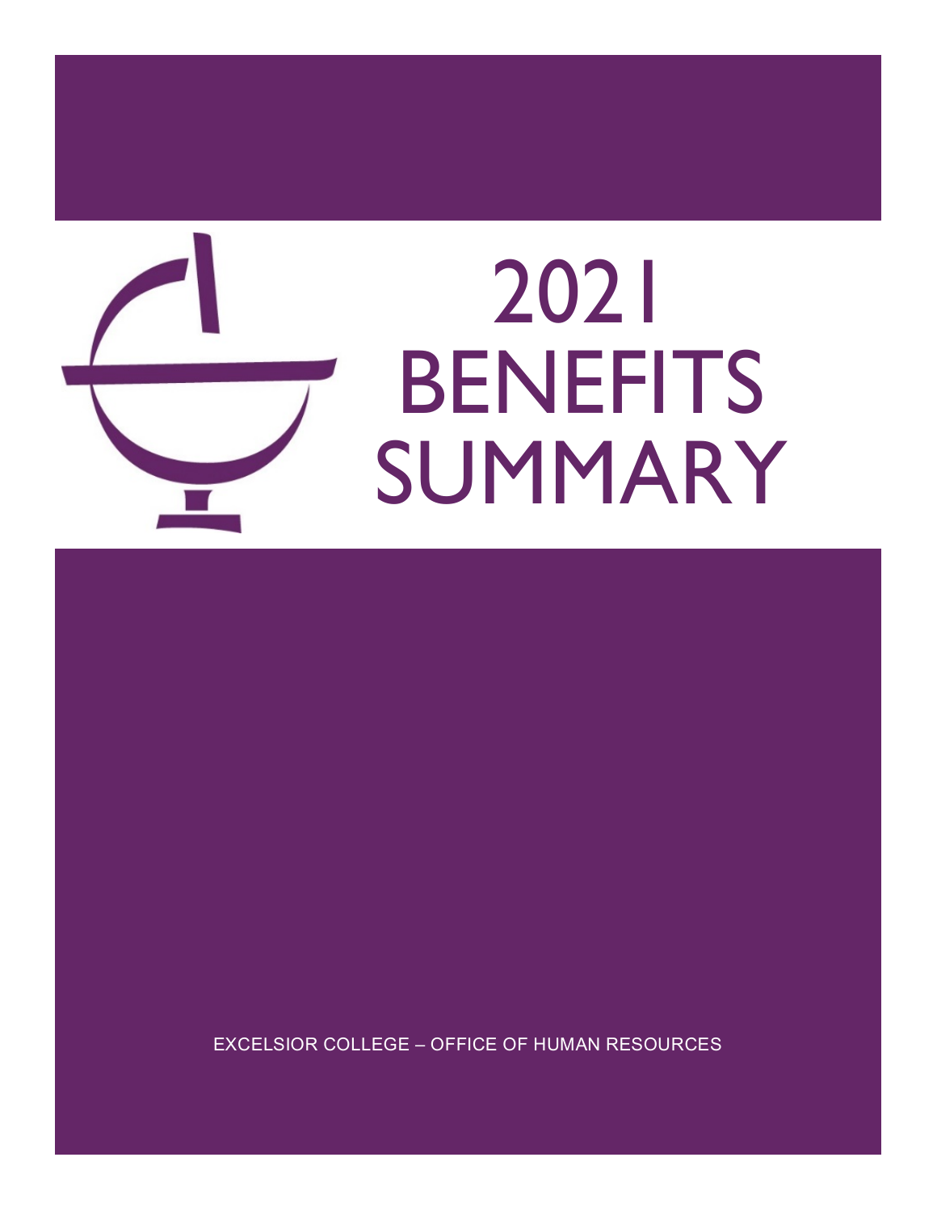# 2021 BENEFITS SUMMARY

EXCELSIOR COLLEGE – OFFICE OF HUMAN RESOURCES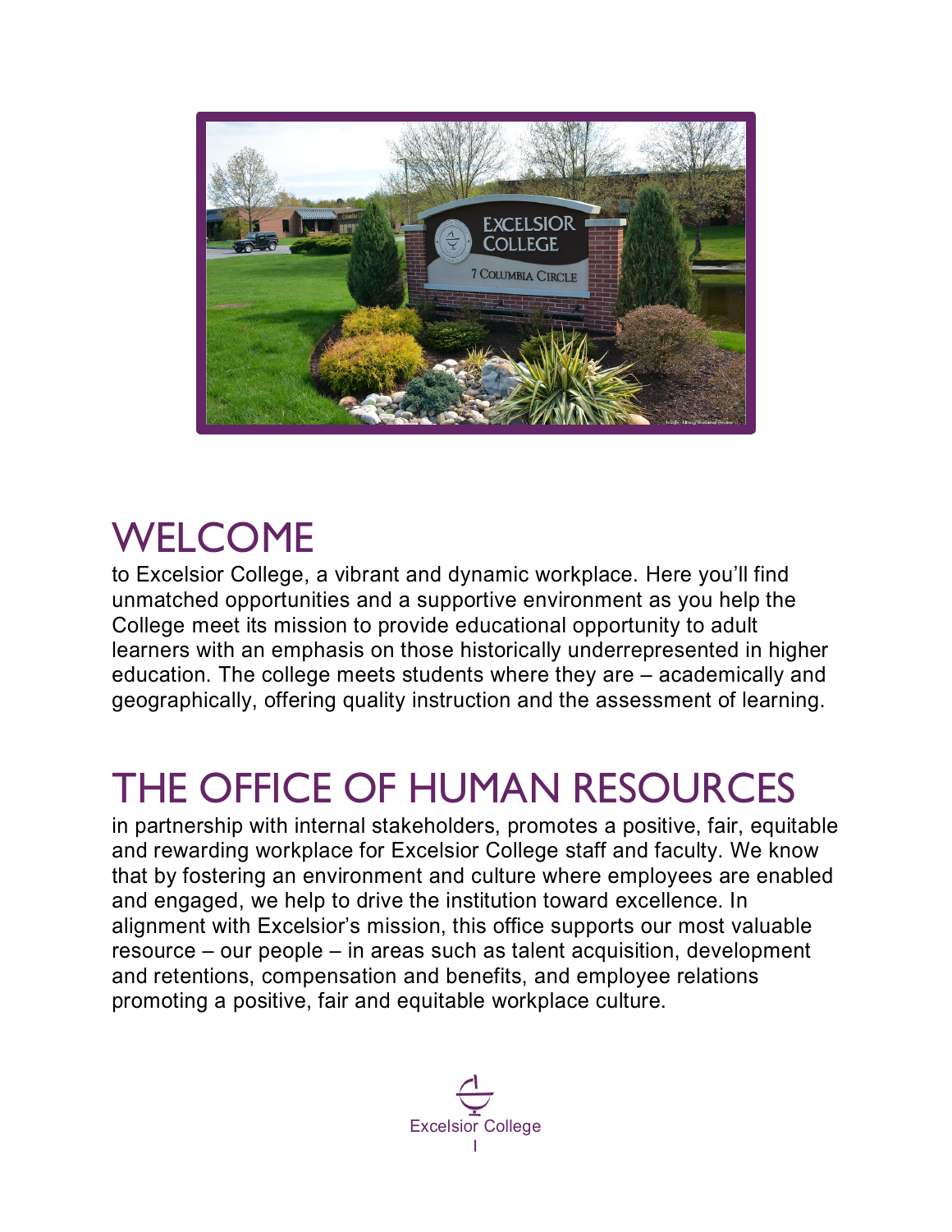# WELCOME

to Excelsior College, a vibrant and dynamic workplace. Here you'll find unmatched opportunities and a supportive environment as you help the College meet its mission to provide educational opportunity to adult learners with an emphasis on those historically underrepresented in higher education. The college meets students where they are – academically and geographically, offering quality instruction and the assessment of learning.

# THE OFFICE OF HUMAN RESOURCES

in partnership with internal stakeholders, promotes a positive, fair, equitable and rewarding workplace for Excelsior College staff and faculty. We know that by fostering an environment and culture where employees are enabled and engaged, we help to drive the institution toward excellence. In alignment with Excelsior's mission, this office supports our most valuable resource – our people – in areas such as talent acquisition, development and retentions, compensation and benefits, and employee relations promoting a positive, fair and equitable workplace culture.

Excelsior College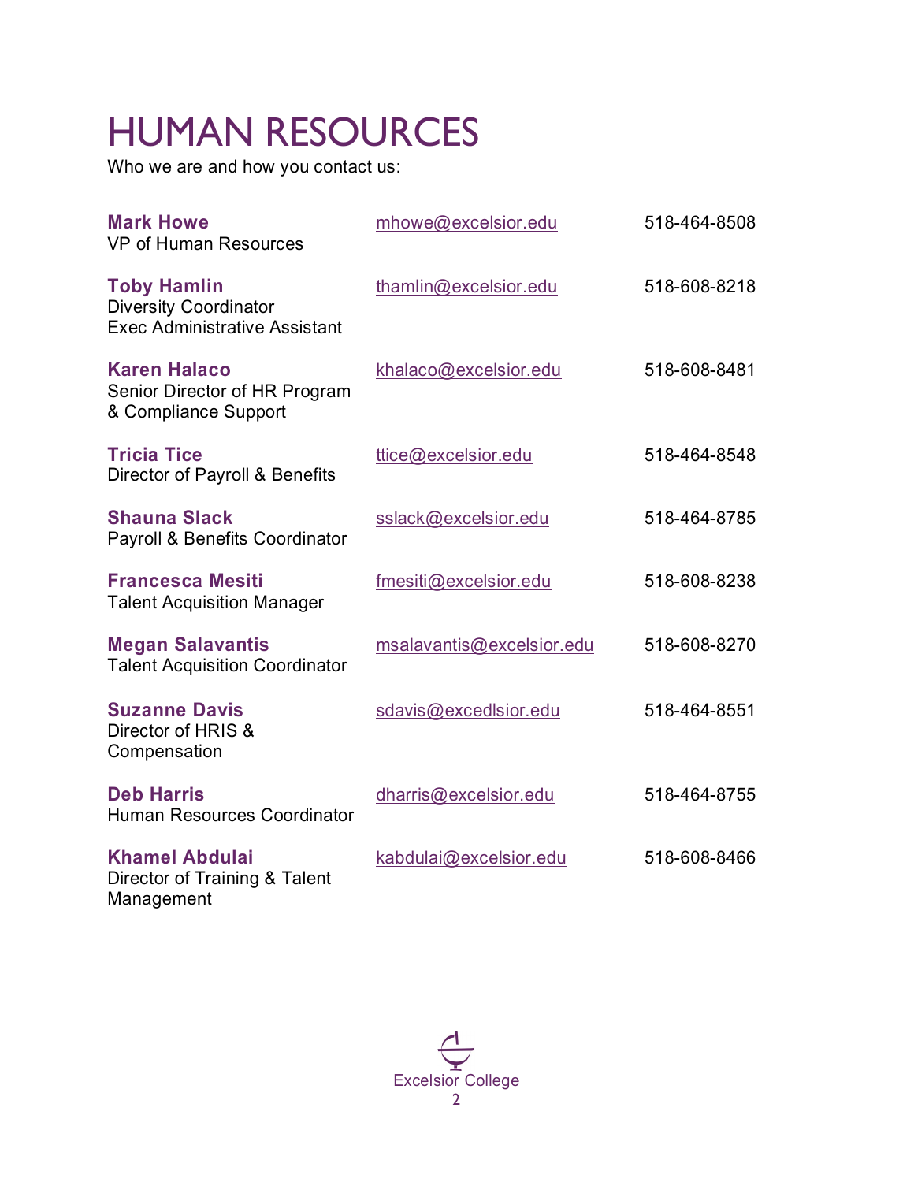# HUMAN RESOURCES

Who we are and how you contact us:

| Name / Title | Email | Phone |
|---|---|---|
| **Mark Howe**<br>VP of Human Resources | mhowe@excelsior.edu | 518-464-8508 |
| **Toby Hamlin**<br>Diversity Coordinator<br>Exec Administrative Assistant | thamlin@excelsior.edu | 518-608-8218 |
| **Karen Halaco**<br>Senior Director of HR Program & Compliance Support | khalaco@excelsior.edu | 518-608-8481 |
| **Tricia Tice**<br>Director of Payroll & Benefits | ttice@excelsior.edu | 518-464-8548 |
| **Shauna Slack**<br>Payroll & Benefits Coordinator | sslack@excelsior.edu | 518-464-8785 |
| **Francesca Mesiti**<br>Talent Acquisition Manager | fmesiti@excelsior.edu | 518-608-8238 |
| **Megan Salavantis**<br>Talent Acquisition Coordinator | msalavantis@excelsior.edu | 518-608-8270 |
| **Suzanne Davis**<br>Director of HRIS & Compensation | sdavis@excedlsior.edu | 518-464-8551 |
| **Deb Harris**<br>Human Resources Coordinator | dharris@excelsior.edu | 518-464-8755 |
| **Khamel Abdulai**<br>Director of Training & Talent Management | kabdulai@excelsior.edu | 518-608-8466 |

Excelsior College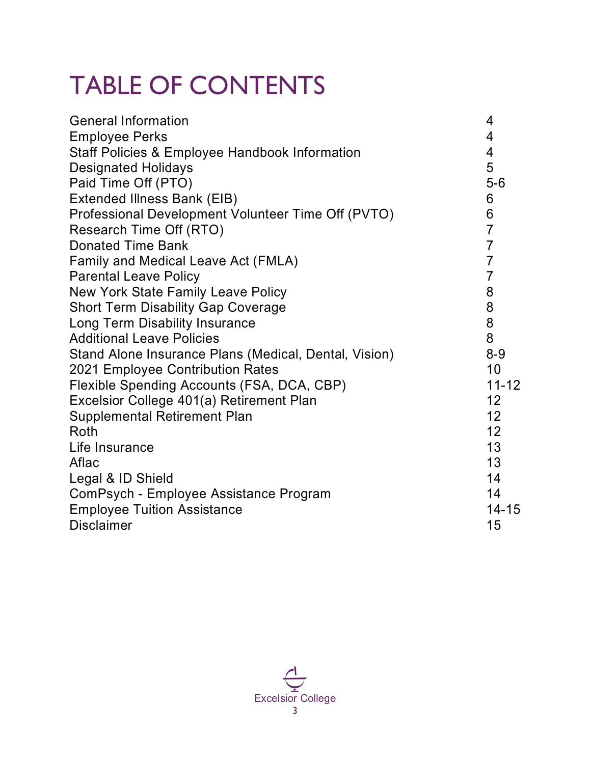# TABLE OF CONTENTS

| | |
|---|---|
| General Information | 4 |
| Employee Perks | 4 |
| Staff Policies & Employee Handbook Information | 4 |
| Designated Holidays | 5 |
| Paid Time Off (PTO) | 5-6 |
| Extended Illness Bank (EIB) | 6 |
| Professional Development Volunteer Time Off (PVTO) | 6 |
| Research Time Off (RTO) | 7 |
| Donated Time Bank | 7 |
| Family and Medical Leave Act (FMLA) | 7 |
| Parental Leave Policy | 7 |
| New York State Family Leave Policy | 8 |
| Short Term Disability Gap Coverage | 8 |
| Long Term Disability Insurance | 8 |
| Additional Leave Policies | 8 |
| Stand Alone Insurance Plans (Medical, Dental, Vision) | 8-9 |
| 2021 Employee Contribution Rates | 10 |
| Flexible Spending Accounts (FSA, DCA, CBP) | 11-12 |
| Excelsior College 401(a) Retirement Plan | 12 |
| Supplemental Retirement Plan | 12 |
| Roth | 12 |
| Life Insurance | 13 |
| Aflac | 13 |
| Legal & ID Shield | 14 |
| ComPsych - Employee Assistance Program | 14 |
| Employee Tuition Assistance | 14-15 |
| Disclaimer | 15 |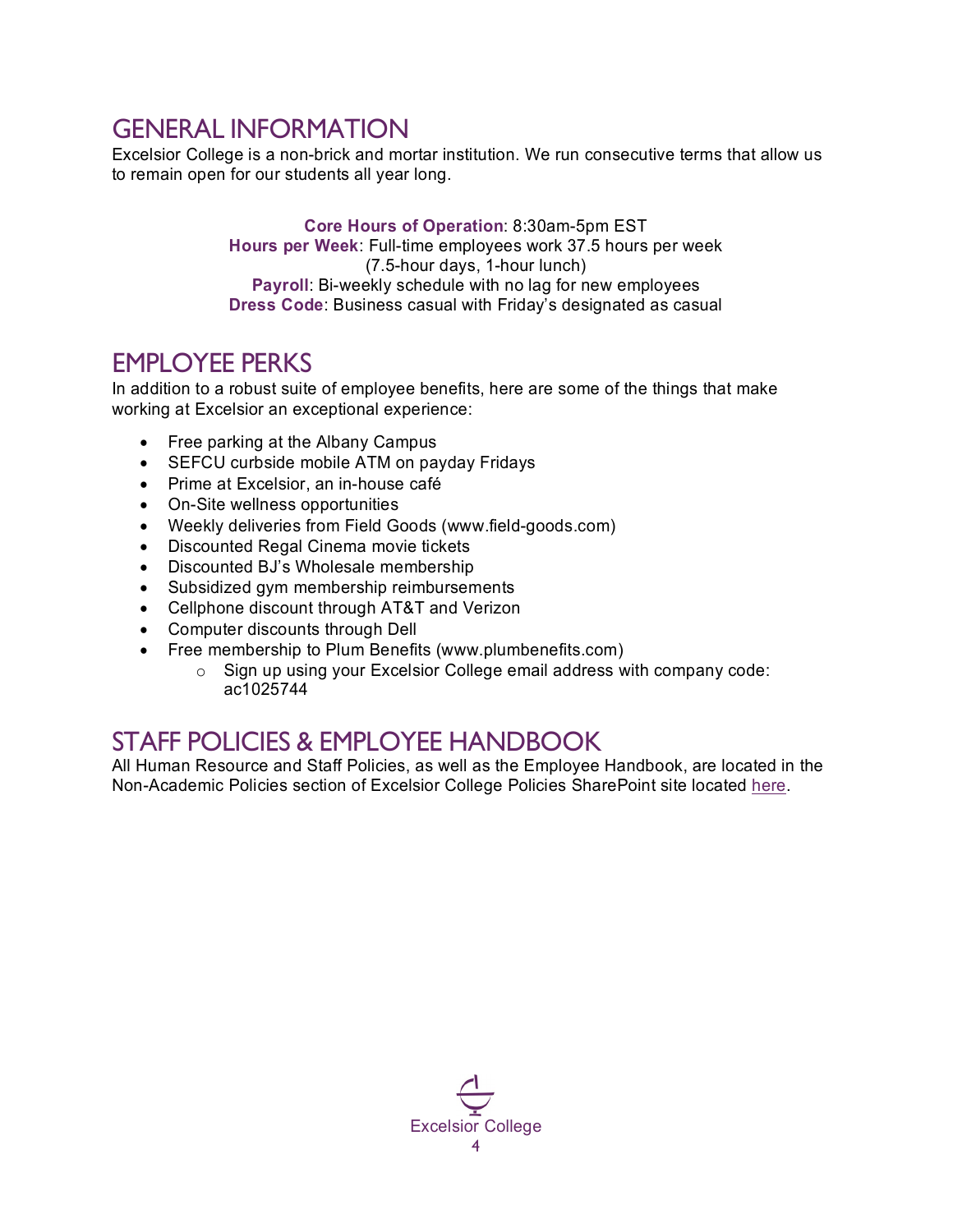## GENERAL INFORMATION

Excelsior College is a non-brick and mortar institution. We run consecutive terms that allow us to remain open for our students all year long.

**Core Hours of Operation**: 8:30am-5pm EST
**Hours per Week**: Full-time employees work 37.5 hours per week (7.5-hour days, 1-hour lunch)
**Payroll**: Bi-weekly schedule with no lag for new employees
**Dress Code**: Business casual with Friday's designated as casual

## EMPLOYEE PERKS

In addition to a robust suite of employee benefits, here are some of the things that make working at Excelsior an exceptional experience:

- Free parking at the Albany Campus
- SEFCU curbside mobile ATM on payday Fridays
- Prime at Excelsior, an in-house café
- On-Site wellness opportunities
- Weekly deliveries from Field Goods (www.field-goods.com)
- Discounted Regal Cinema movie tickets
- Discounted BJ's Wholesale membership
- Subsidized gym membership reimbursements
- Cellphone discount through AT&T and Verizon
- Computer discounts through Dell
- Free membership to Plum Benefits (www.plumbenefits.com)
  - Sign up using your Excelsior College email address with company code: ac1025744

## STAFF POLICIES & EMPLOYEE HANDBOOK

All Human Resource and Staff Policies, as well as the Employee Handbook, are located in the Non-Academic Policies section of Excelsior College Policies SharePoint site located here.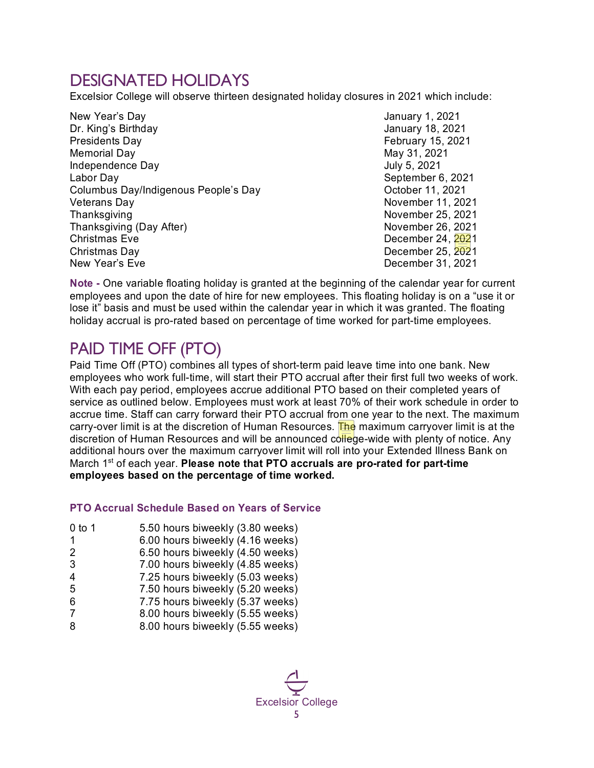## DESIGNATED HOLIDAYS

Excelsior College will observe thirteen designated holiday closures in 2021 which include:

| | |
|---|---|
| New Year's Day | January 1, 2021 |
| Dr. King's Birthday | January 18, 2021 |
| Presidents Day | February 15, 2021 |
| Memorial Day | May 31, 2021 |
| Independence Day | July 5, 2021 |
| Labor Day | September 6, 2021 |
| Columbus Day/Indigenous People's Day | October 11, 2021 |
| Veterans Day | November 11, 2021 |
| Thanksgiving | November 25, 2021 |
| Thanksgiving (Day After) | November 26, 2021 |
| Christmas Eve | December 24, 2021 |
| Christmas Day | December 25, 2021 |
| New Year's Eve | December 31, 2021 |

**Note -** One variable floating holiday is granted at the beginning of the calendar year for current employees and upon the date of hire for new employees. This floating holiday is on a "use it or lose it" basis and must be used within the calendar year in which it was granted. The floating holiday accrual is pro-rated based on percentage of time worked for part-time employees.

## PAID TIME OFF (PTO)

Paid Time Off (PTO) combines all types of short-term paid leave time into one bank. New employees who work full-time, will start their PTO accrual after their first full two weeks of work. With each pay period, employees accrue additional PTO based on their completed years of service as outlined below. Employees must work at least 70% of their work schedule in order to accrue time. Staff can carry forward their PTO accrual from one year to the next. The maximum carry-over limit is at the discretion of Human Resources. The maximum carryover limit is at the discretion of Human Resources and will be announced college-wide with plenty of notice. Any additional hours over the maximum carryover limit will roll into your Extended Illness Bank on March 1st of each year. **Please note that PTO accruals are pro-rated for part-time employees based on the percentage of time worked.**

### PTO Accrual Schedule Based on Years of Service

| | |
|---|---|
| 0 to 1 | 5.50 hours biweekly (3.80 weeks) |
| 1 | 6.00 hours biweekly (4.16 weeks) |
| 2 | 6.50 hours biweekly (4.50 weeks) |
| 3 | 7.00 hours biweekly (4.85 weeks) |
| 4 | 7.25 hours biweekly (5.03 weeks) |
| 5 | 7.50 hours biweekly (5.20 weeks) |
| 6 | 7.75 hours biweekly (5.37 weeks) |
| 7 | 8.00 hours biweekly (5.55 weeks) |
| 8 | 8.00 hours biweekly (5.55 weeks) |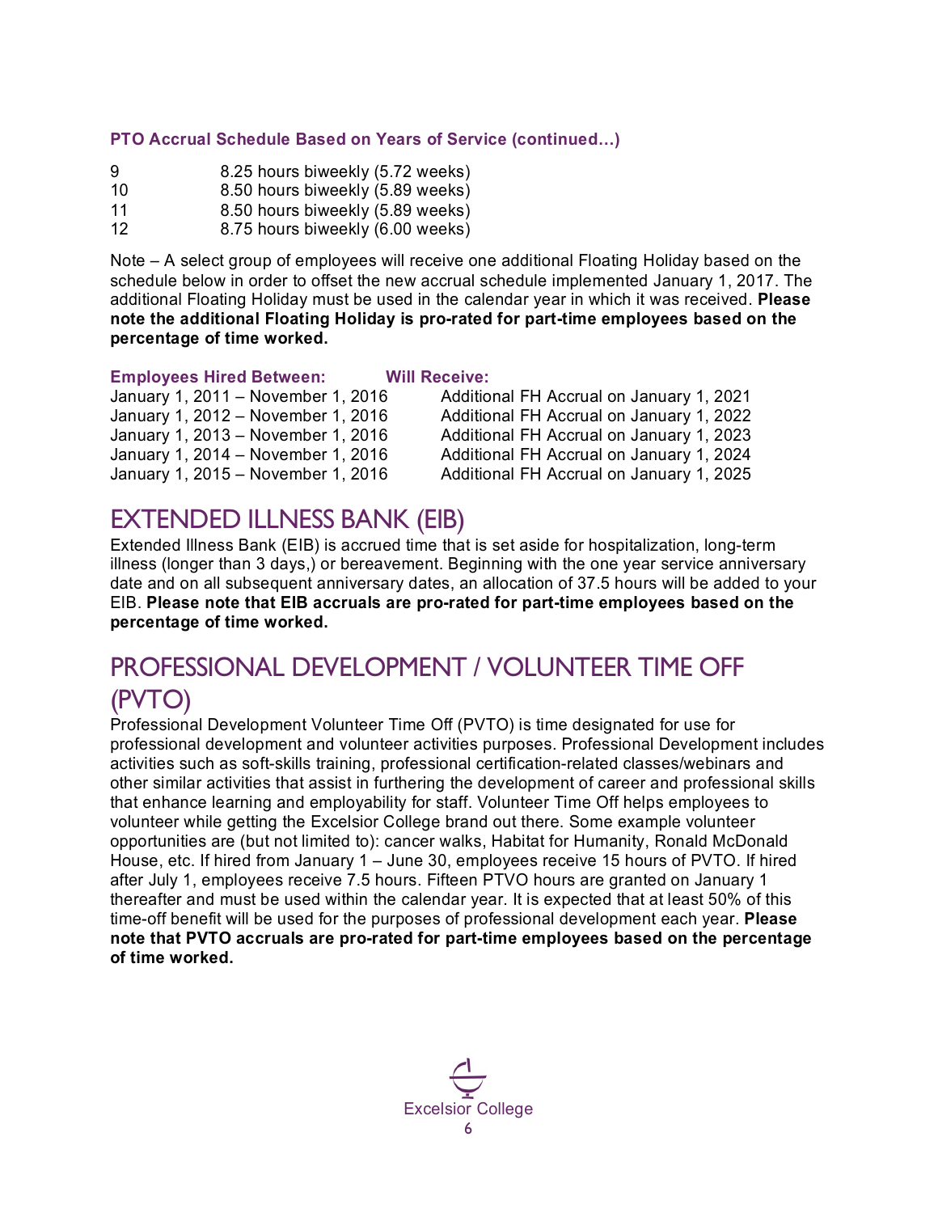**PTO Accrual Schedule Based on Years of Service (continued…)**

| | |
|---|---|
| 9 | 8.25 hours biweekly (5.72 weeks) |
| 10 | 8.50 hours biweekly (5.89 weeks) |
| 11 | 8.50 hours biweekly (5.89 weeks) |
| 12 | 8.75 hours biweekly (6.00 weeks) |

Note – A select group of employees will receive one additional Floating Holiday based on the schedule below in order to offset the new accrual schedule implemented January 1, 2017. The additional Floating Holiday must be used in the calendar year in which it was received. **Please note the additional Floating Holiday is pro-rated for part-time employees based on the percentage of time worked.**

| Employees Hired Between: | Will Receive: |
|---|---|
| January 1, 2011 – November 1, 2016 | Additional FH Accrual on January 1, 2021 |
| January 1, 2012 – November 1, 2016 | Additional FH Accrual on January 1, 2022 |
| January 1, 2013 – November 1, 2016 | Additional FH Accrual on January 1, 2023 |
| January 1, 2014 – November 1, 2016 | Additional FH Accrual on January 1, 2024 |
| January 1, 2015 – November 1, 2016 | Additional FH Accrual on January 1, 2025 |

# EXTENDED ILLNESS BANK (EIB)

Extended Illness Bank (EIB) is accrued time that is set aside for hospitalization, long-term illness (longer than 3 days,) or bereavement. Beginning with the one year service anniversary date and on all subsequent anniversary dates, an allocation of 37.5 hours will be added to your EIB. **Please note that EIB accruals are pro-rated for part-time employees based on the percentage of time worked.**

# PROFESSIONAL DEVELOPMENT / VOLUNTEER TIME OFF (PVTO)

Professional Development Volunteer Time Off (PVTO) is time designated for use for professional development and volunteer activities purposes. Professional Development includes activities such as soft-skills training, professional certification-related classes/webinars and other similar activities that assist in furthering the development of career and professional skills that enhance learning and employability for staff. Volunteer Time Off helps employees to volunteer while getting the Excelsior College brand out there. Some example volunteer opportunities are (but not limited to): cancer walks, Habitat for Humanity, Ronald McDonald House, etc. If hired from January 1 – June 30, employees receive 15 hours of PVTO. If hired after July 1, employees receive 7.5 hours. Fifteen PTVO hours are granted on January 1 thereafter and must be used within the calendar year. It is expected that at least 50% of this time-off benefit will be used for the purposes of professional development each year. **Please note that PVTO accruals are pro-rated for part-time employees based on the percentage of time worked.**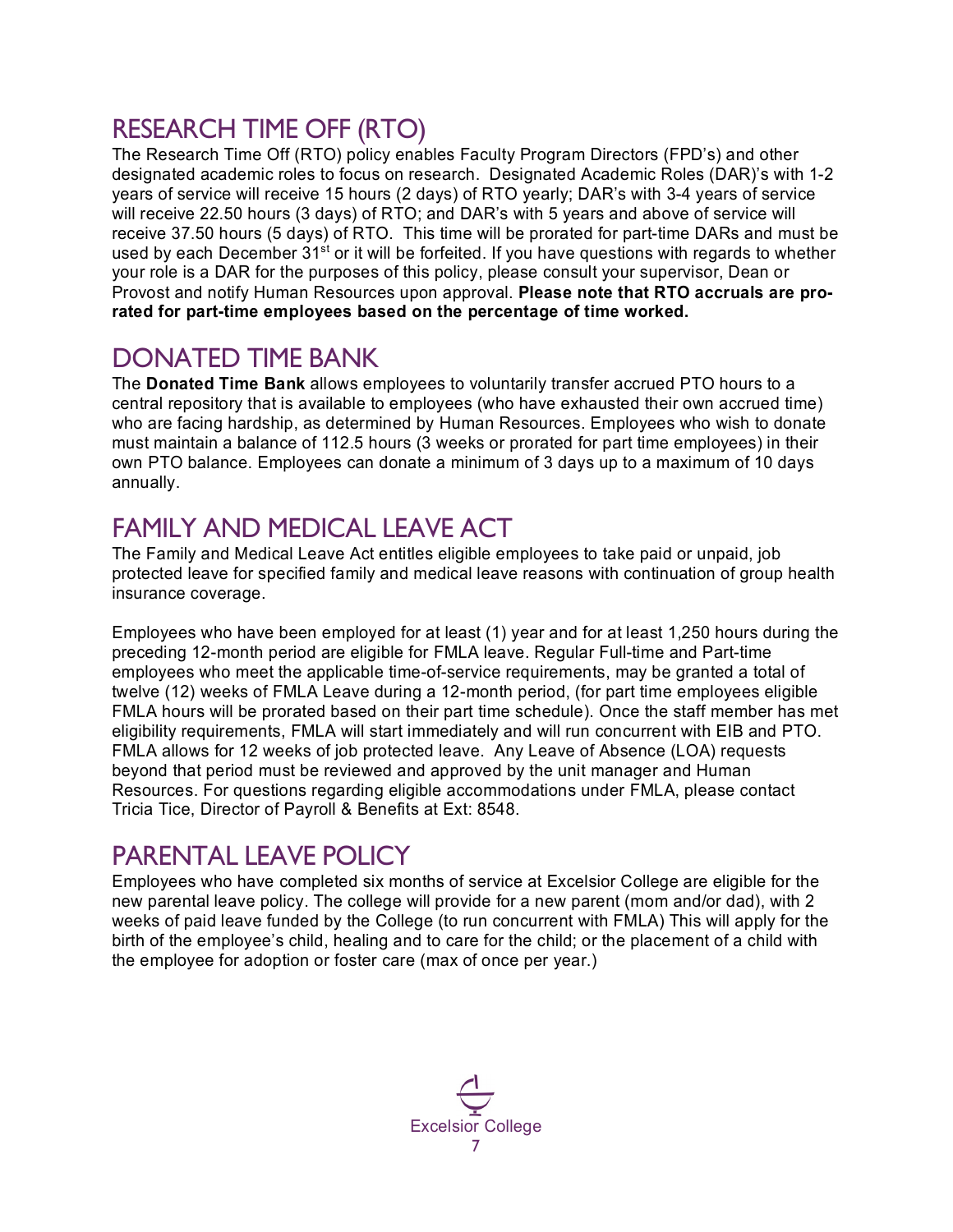## RESEARCH TIME OFF (RTO)

The Research Time Off (RTO) policy enables Faculty Program Directors (FPD's) and other designated academic roles to focus on research. Designated Academic Roles (DAR)'s with 1-2 years of service will receive 15 hours (2 days) of RTO yearly; DAR's with 3-4 years of service will receive 22.50 hours (3 days) of RTO; and DAR's with 5 years and above of service will receive 37.50 hours (5 days) of RTO. This time will be prorated for part-time DARs and must be used by each December 31st or it will be forfeited. If you have questions with regards to whether your role is a DAR for the purposes of this policy, please consult your supervisor, Dean or Provost and notify Human Resources upon approval. **Please note that RTO accruals are pro-rated for part-time employees based on the percentage of time worked.**

## DONATED TIME BANK

The **Donated Time Bank** allows employees to voluntarily transfer accrued PTO hours to a central repository that is available to employees (who have exhausted their own accrued time) who are facing hardship, as determined by Human Resources. Employees who wish to donate must maintain a balance of 112.5 hours (3 weeks or prorated for part time employees) in their own PTO balance. Employees can donate a minimum of 3 days up to a maximum of 10 days annually.

## FAMILY AND MEDICAL LEAVE ACT

The Family and Medical Leave Act entitles eligible employees to take paid or unpaid, job protected leave for specified family and medical leave reasons with continuation of group health insurance coverage.

Employees who have been employed for at least (1) year and for at least 1,250 hours during the preceding 12-month period are eligible for FMLA leave. Regular Full-time and Part-time employees who meet the applicable time-of-service requirements, may be granted a total of twelve (12) weeks of FMLA Leave during a 12-month period, (for part time employees eligible FMLA hours will be prorated based on their part time schedule). Once the staff member has met eligibility requirements, FMLA will start immediately and will run concurrent with EIB and PTO. FMLA allows for 12 weeks of job protected leave. Any Leave of Absence (LOA) requests beyond that period must be reviewed and approved by the unit manager and Human Resources. For questions regarding eligible accommodations under FMLA, please contact Tricia Tice, Director of Payroll & Benefits at Ext: 8548.

## PARENTAL LEAVE POLICY

Employees who have completed six months of service at Excelsior College are eligible for the new parental leave policy. The college will provide for a new parent (mom and/or dad), with 2 weeks of paid leave funded by the College (to run concurrent with FMLA) This will apply for the birth of the employee's child, healing and to care for the child; or the placement of a child with the employee for adoption or foster care (max of once per year.)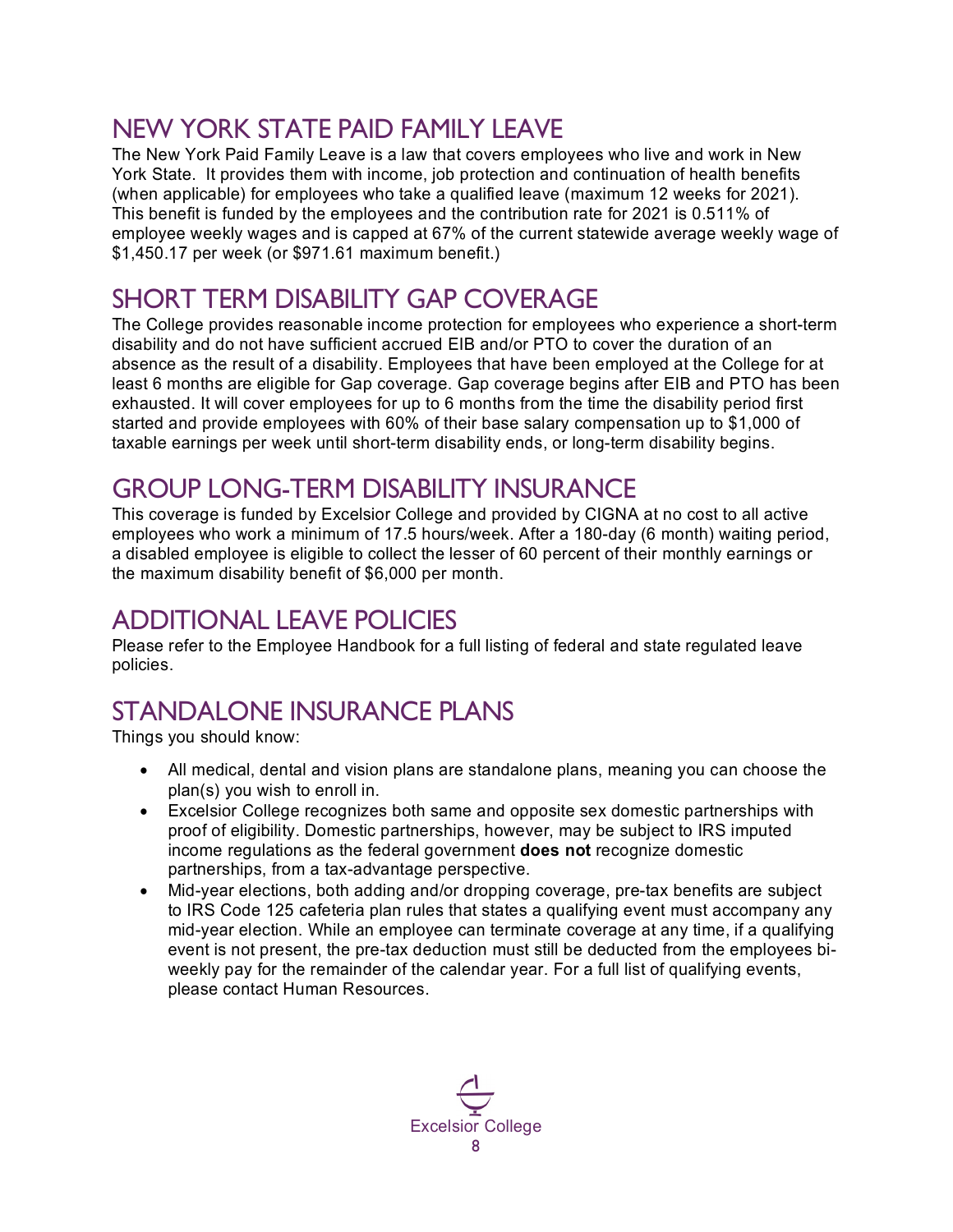## NEW YORK STATE PAID FAMILY LEAVE

The New York Paid Family Leave is a law that covers employees who live and work in New York State. It provides them with income, job protection and continuation of health benefits (when applicable) for employees who take a qualified leave (maximum 12 weeks for 2021). This benefit is funded by the employees and the contribution rate for 2021 is 0.511% of employee weekly wages and is capped at 67% of the current statewide average weekly wage of $1,450.17 per week (or $971.61 maximum benefit.)

## SHORT TERM DISABILITY GAP COVERAGE

The College provides reasonable income protection for employees who experience a short-term disability and do not have sufficient accrued EIB and/or PTO to cover the duration of an absence as the result of a disability. Employees that have been employed at the College for at least 6 months are eligible for Gap coverage. Gap coverage begins after EIB and PTO has been exhausted. It will cover employees for up to 6 months from the time the disability period first started and provide employees with 60% of their base salary compensation up to $1,000 of taxable earnings per week until short-term disability ends, or long-term disability begins.

## GROUP LONG-TERM DISABILITY INSURANCE

This coverage is funded by Excelsior College and provided by CIGNA at no cost to all active employees who work a minimum of 17.5 hours/week. After a 180-day (6 month) waiting period, a disabled employee is eligible to collect the lesser of 60 percent of their monthly earnings or the maximum disability benefit of $6,000 per month.

## ADDITIONAL LEAVE POLICIES

Please refer to the Employee Handbook for a full listing of federal and state regulated leave policies.

## STANDALONE INSURANCE PLANS

Things you should know:

- All medical, dental and vision plans are standalone plans, meaning you can choose the plan(s) you wish to enroll in.
- Excelsior College recognizes both same and opposite sex domestic partnerships with proof of eligibility. Domestic partnerships, however, may be subject to IRS imputed income regulations as the federal government **does not** recognize domestic partnerships, from a tax-advantage perspective.
- Mid-year elections, both adding and/or dropping coverage, pre-tax benefits are subject to IRS Code 125 cafeteria plan rules that states a qualifying event must accompany any mid-year election. While an employee can terminate coverage at any time, if a qualifying event is not present, the pre-tax deduction must still be deducted from the employees bi-weekly pay for the remainder of the calendar year. For a full list of qualifying events, please contact Human Resources.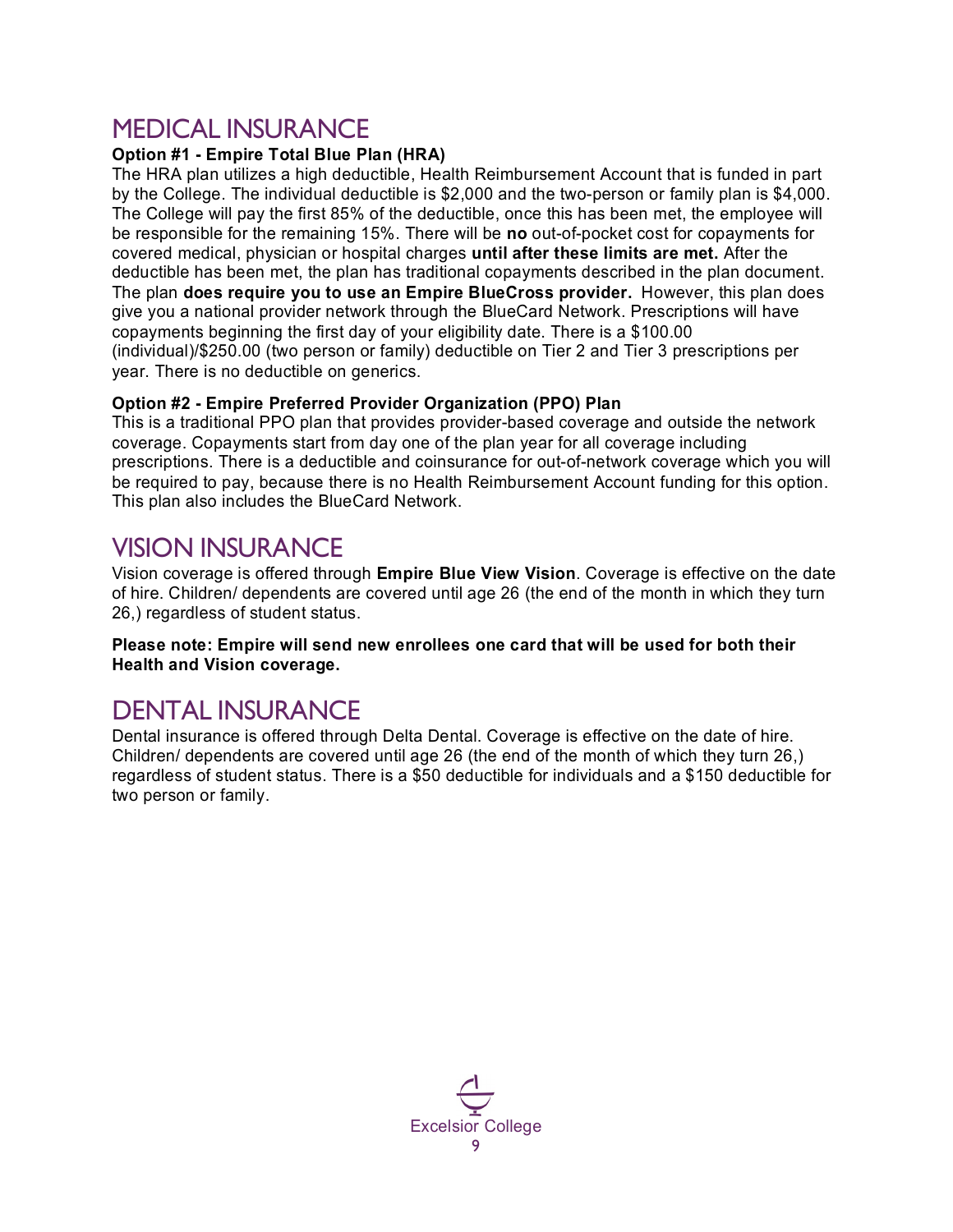# MEDICAL INSURANCE

**Option #1 - Empire Total Blue Plan (HRA)**

The HRA plan utilizes a high deductible, Health Reimbursement Account that is funded in part by the College. The individual deductible is $2,000 and the two-person or family plan is $4,000. The College will pay the first 85% of the deductible, once this has been met, the employee will be responsible for the remaining 15%. There will be **no** out-of-pocket cost for copayments for covered medical, physician or hospital charges **until after these limits are met.** After the deductible has been met, the plan has traditional copayments described in the plan document. The plan **does require you to use an Empire BlueCross provider.** However, this plan does give you a national provider network through the BlueCard Network. Prescriptions will have copayments beginning the first day of your eligibility date. There is a $100.00 (individual)/$250.00 (two person or family) deductible on Tier 2 and Tier 3 prescriptions per year. There is no deductible on generics.

**Option #2 - Empire Preferred Provider Organization (PPO) Plan**

This is a traditional PPO plan that provides provider-based coverage and outside the network coverage. Copayments start from day one of the plan year for all coverage including prescriptions. There is a deductible and coinsurance for out-of-network coverage which you will be required to pay, because there is no Health Reimbursement Account funding for this option. This plan also includes the BlueCard Network.

# VISION INSURANCE

Vision coverage is offered through **Empire Blue View Vision**. Coverage is effective on the date of hire. Children/ dependents are covered until age 26 (the end of the month in which they turn 26,) regardless of student status.

**Please note: Empire will send new enrollees one card that will be used for both their Health and Vision coverage.**

# DENTAL INSURANCE

Dental insurance is offered through Delta Dental. Coverage is effective on the date of hire. Children/ dependents are covered until age 26 (the end of the month of which they turn 26,) regardless of student status. There is a $50 deductible for individuals and a $150 deductible for two person or family.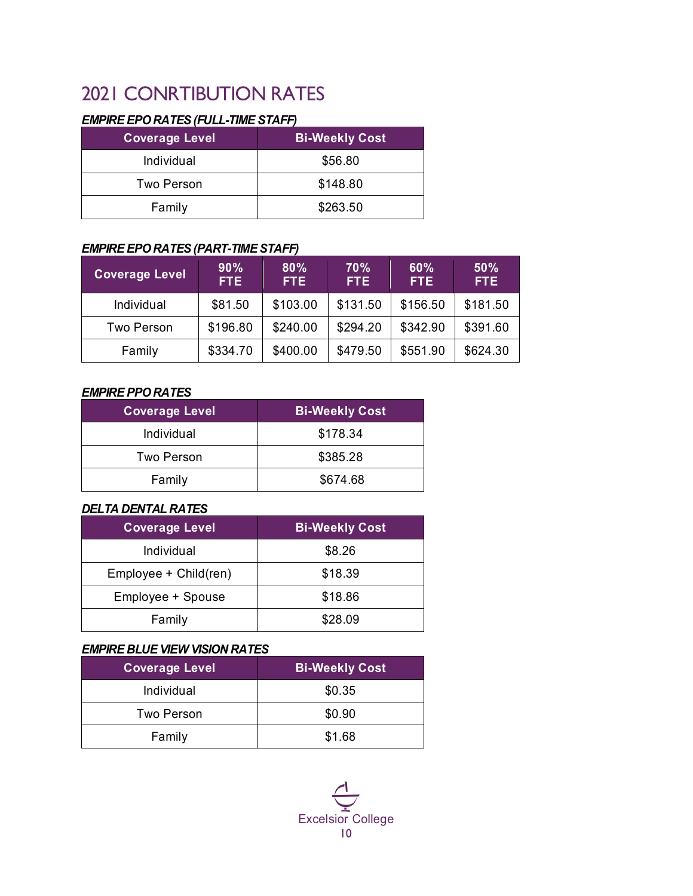# 2021 CONRTIBUTION RATES

***EMPIRE EPO RATES (FULL-TIME STAFF)***

| Coverage Level | Bi-Weekly Cost |
|---|---|
| Individual | $56.80 |
| Two Person | $148.80 |
| Family | $263.50 |

***EMPIRE EPO RATES (PART-TIME STAFF)***

| Coverage Level | 90% FTE | 80% FTE | 70% FTE | 60% FTE | 50% FTE |
|---|---|---|---|---|---|
| Individual | $81.50 | $103.00 | $131.50 | $156.50 | $181.50 |
| Two Person | $196.80 | $240.00 | $294.20 | $342.90 | $391.60 |
| Family | $334.70 | $400.00 | $479.50 | $551.90 | $624.30 |

***EMPIRE PPO RATES***

| Coverage Level | Bi-Weekly Cost |
|---|---|
| Individual | $178.34 |
| Two Person | $385.28 |
| Family | $674.68 |

***DELTA DENTAL RATES***

| Coverage Level | Bi-Weekly Cost |
|---|---|
| Individual | $8.26 |
| Employee + Child(ren) | $18.39 |
| Employee + Spouse | $18.86 |
| Family | $28.09 |

***EMPIRE BLUE VIEW VISION RATES***

| Coverage Level | Bi-Weekly Cost |
|---|---|
| Individual | $0.35 |
| Two Person | $0.90 |
| Family | $1.68 |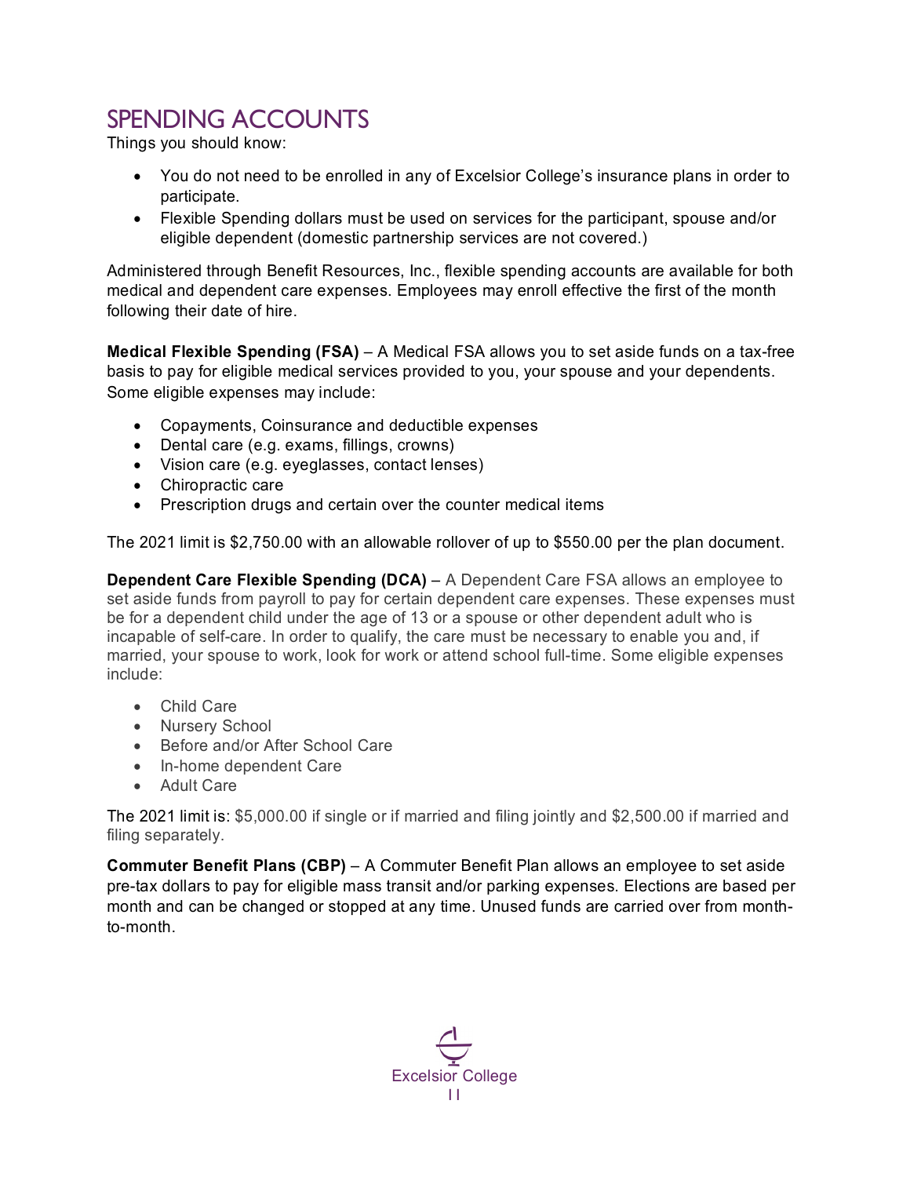# SPENDING ACCOUNTS

Things you should know:

- You do not need to be enrolled in any of Excelsior College's insurance plans in order to participate.
- Flexible Spending dollars must be used on services for the participant, spouse and/or eligible dependent (domestic partnership services are not covered.)

Administered through Benefit Resources, Inc., flexible spending accounts are available for both medical and dependent care expenses. Employees may enroll effective the first of the month following their date of hire.

**Medical Flexible Spending (FSA)** – A Medical FSA allows you to set aside funds on a tax-free basis to pay for eligible medical services provided to you, your spouse and your dependents. Some eligible expenses may include:

- Copayments, Coinsurance and deductible expenses
- Dental care (e.g. exams, fillings, crowns)
- Vision care (e.g. eyeglasses, contact lenses)
- Chiropractic care
- Prescription drugs and certain over the counter medical items

The 2021 limit is $2,750.00 with an allowable rollover of up to $550.00 per the plan document.

**Dependent Care Flexible Spending (DCA)** – A Dependent Care FSA allows an employee to set aside funds from payroll to pay for certain dependent care expenses. These expenses must be for a dependent child under the age of 13 or a spouse or other dependent adult who is incapable of self-care. In order to qualify, the care must be necessary to enable you and, if married, your spouse to work, look for work or attend school full-time. Some eligible expenses include:

- Child Care
- Nursery School
- Before and/or After School Care
- In-home dependent Care
- Adult Care

The 2021 limit is: $5,000.00 if single or if married and filing jointly and $2,500.00 if married and filing separately.

**Commuter Benefit Plans (CBP)** – A Commuter Benefit Plan allows an employee to set aside pre-tax dollars to pay for eligible mass transit and/or parking expenses. Elections are based per month and can be changed or stopped at any time. Unused funds are carried over from month-to-month.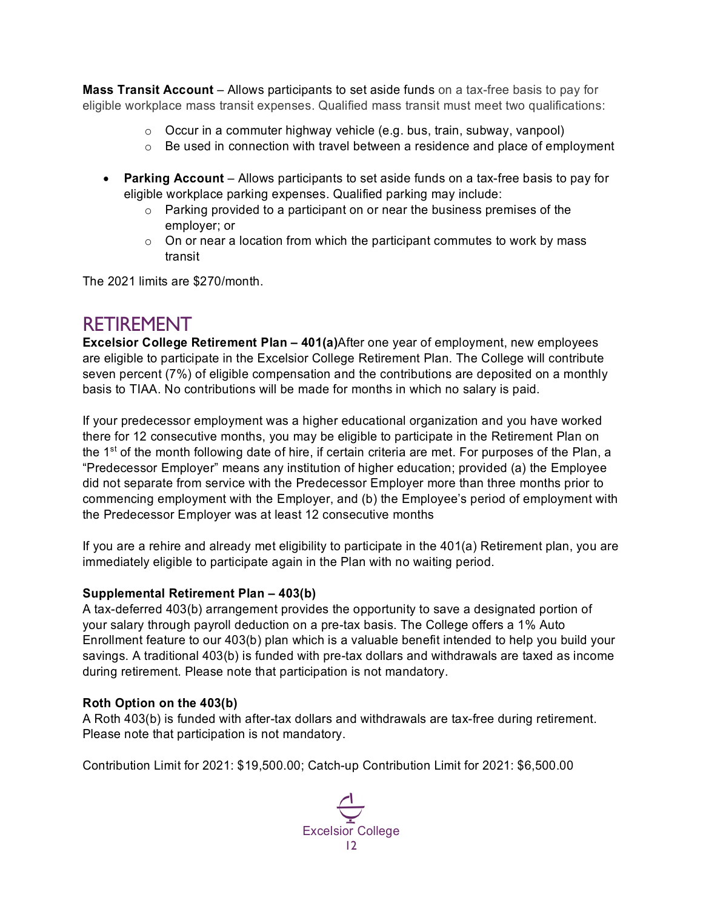**Mass Transit Account** – Allows participants to set aside funds on a tax-free basis to pay for eligible workplace mass transit expenses. Qualified mass transit must meet two qualifications:

- Occur in a commuter highway vehicle (e.g. bus, train, subway, vanpool)
- Be used in connection with travel between a residence and place of employment

- **Parking Account** – Allows participants to set aside funds on a tax-free basis to pay for eligible workplace parking expenses. Qualified parking may include:
  - Parking provided to a participant on or near the business premises of the employer; or
  - On or near a location from which the participant commutes to work by mass transit

The 2021 limits are $270/month.

## RETIREMENT

**Excelsior College Retirement Plan – 401(a)**After one year of employment, new employees are eligible to participate in the Excelsior College Retirement Plan. The College will contribute seven percent (7%) of eligible compensation and the contributions are deposited on a monthly basis to TIAA. No contributions will be made for months in which no salary is paid.

If your predecessor employment was a higher educational organization and you have worked there for 12 consecutive months, you may be eligible to participate in the Retirement Plan on the 1st of the month following date of hire, if certain criteria are met. For purposes of the Plan, a "Predecessor Employer" means any institution of higher education; provided (a) the Employee did not separate from service with the Predecessor Employer more than three months prior to commencing employment with the Employer, and (b) the Employee's period of employment with the Predecessor Employer was at least 12 consecutive months

If you are a rehire and already met eligibility to participate in the 401(a) Retirement plan, you are immediately eligible to participate again in the Plan with no waiting period.

**Supplemental Retirement Plan – 403(b)**
A tax-deferred 403(b) arrangement provides the opportunity to save a designated portion of your salary through payroll deduction on a pre-tax basis. The College offers a 1% Auto Enrollment feature to our 403(b) plan which is a valuable benefit intended to help you build your savings. A traditional 403(b) is funded with pre-tax dollars and withdrawals are taxed as income during retirement. Please note that participation is not mandatory.

**Roth Option on the 403(b)**
A Roth 403(b) is funded with after-tax dollars and withdrawals are tax-free during retirement. Please note that participation is not mandatory.

Contribution Limit for 2021: $19,500.00; Catch-up Contribution Limit for 2021: $6,500.00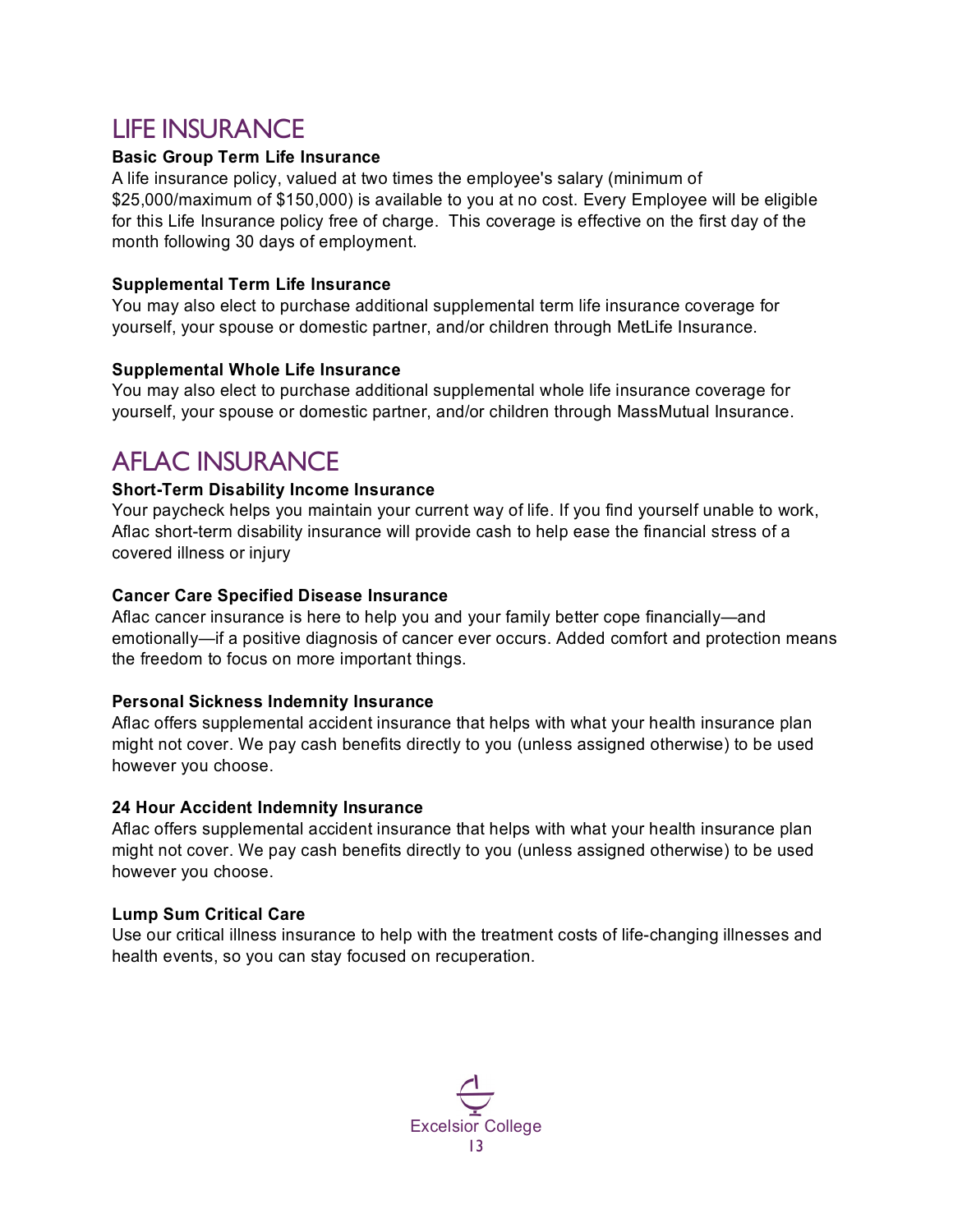## LIFE INSURANCE

**Basic Group Term Life Insurance**

A life insurance policy, valued at two times the employee's salary (minimum of $25,000/maximum of $150,000) is available to you at no cost. Every Employee will be eligible for this Life Insurance policy free of charge. This coverage is effective on the first day of the month following 30 days of employment.

**Supplemental Term Life Insurance**

You may also elect to purchase additional supplemental term life insurance coverage for yourself, your spouse or domestic partner, and/or children through MetLife Insurance.

**Supplemental Whole Life Insurance**

You may also elect to purchase additional supplemental whole life insurance coverage for yourself, your spouse or domestic partner, and/or children through MassMutual Insurance.

## AFLAC INSURANCE

**Short-Term Disability Income Insurance**

Your paycheck helps you maintain your current way of life. If you find yourself unable to work, Aflac short-term disability insurance will provide cash to help ease the financial stress of a covered illness or injury

**Cancer Care Specified Disease Insurance**

Aflac cancer insurance is here to help you and your family better cope financially—and emotionally—if a positive diagnosis of cancer ever occurs. Added comfort and protection means the freedom to focus on more important things.

**Personal Sickness Indemnity Insurance**

Aflac offers supplemental accident insurance that helps with what your health insurance plan might not cover. We pay cash benefits directly to you (unless assigned otherwise) to be used however you choose.

**24 Hour Accident Indemnity Insurance**

Aflac offers supplemental accident insurance that helps with what your health insurance plan might not cover. We pay cash benefits directly to you (unless assigned otherwise) to be used however you choose.

**Lump Sum Critical Care**

Use our critical illness insurance to help with the treatment costs of life-changing illnesses and health events, so you can stay focused on recuperation.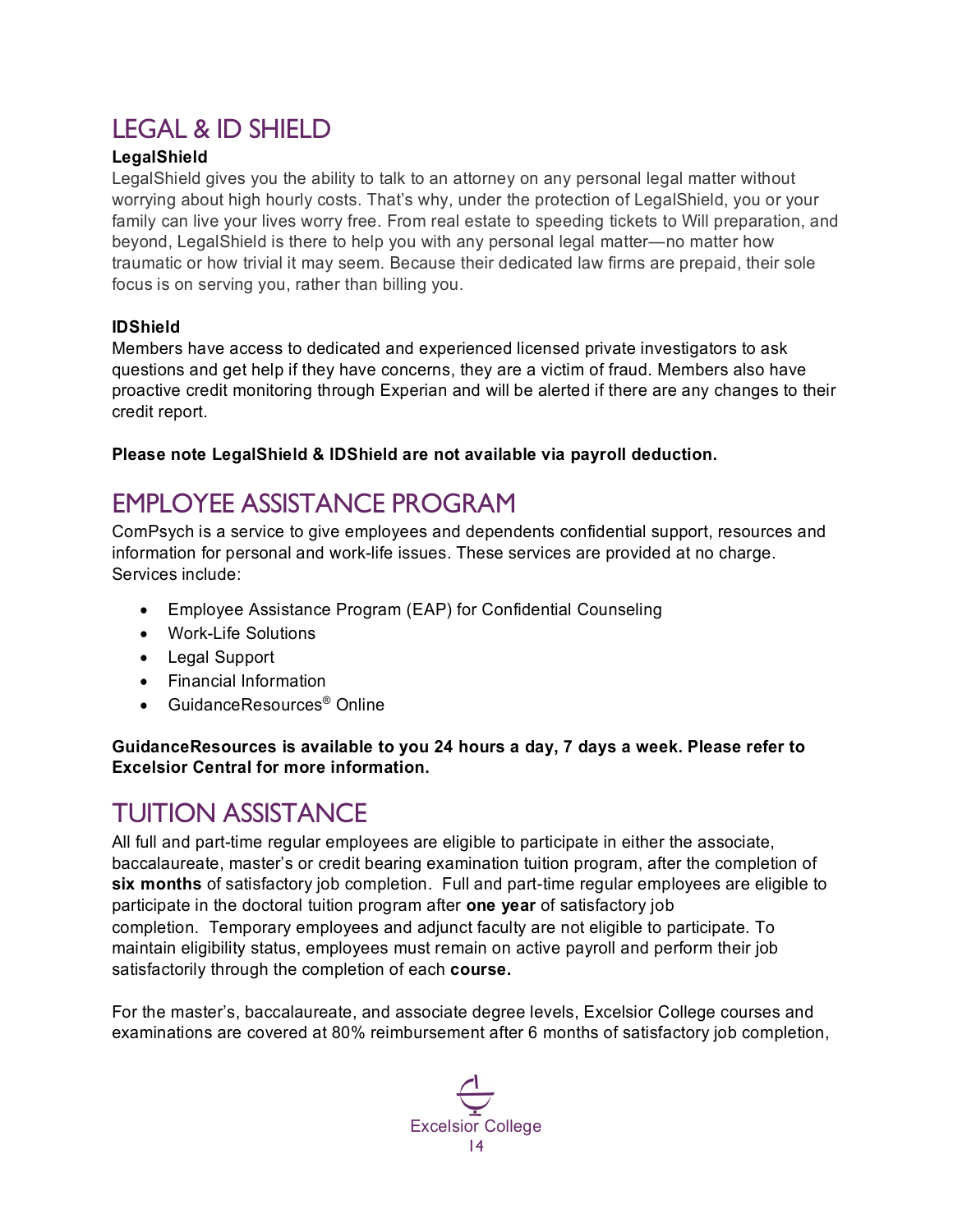# LEGAL & ID SHIELD

**LegalShield**

LegalShield gives you the ability to talk to an attorney on any personal legal matter without worrying about high hourly costs. That's why, under the protection of LegalShield, you or your family can live your lives worry free. From real estate to speeding tickets to Will preparation, and beyond, LegalShield is there to help you with any personal legal matter—no matter how traumatic or how trivial it may seem. Because their dedicated law firms are prepaid, their sole focus is on serving you, rather than billing you.

**IDShield**

Members have access to dedicated and experienced licensed private investigators to ask questions and get help if they have concerns, they are a victim of fraud. Members also have proactive credit monitoring through Experian and will be alerted if there are any changes to their credit report.

**Please note LegalShield & IDShield are not available via payroll deduction.**

# EMPLOYEE ASSISTANCE PROGRAM

ComPsych is a service to give employees and dependents confidential support, resources and information for personal and work-life issues. These services are provided at no charge. Services include:

- Employee Assistance Program (EAP) for Confidential Counseling
- Work-Life Solutions
- Legal Support
- Financial Information
- GuidanceResources® Online

**GuidanceResources is available to you 24 hours a day, 7 days a week. Please refer to Excelsior Central for more information.**

# TUITION ASSISTANCE

All full and part-time regular employees are eligible to participate in either the associate, baccalaureate, master's or credit bearing examination tuition program, after the completion of **six months** of satisfactory job completion. Full and part-time regular employees are eligible to participate in the doctoral tuition program after **one year** of satisfactory job completion. Temporary employees and adjunct faculty are not eligible to participate. To maintain eligibility status, employees must remain on active payroll and perform their job satisfactorily through the completion of each **course.**

For the master's, baccalaureate, and associate degree levels, Excelsior College courses and examinations are covered at 80% reimbursement after 6 months of satisfactory job completion,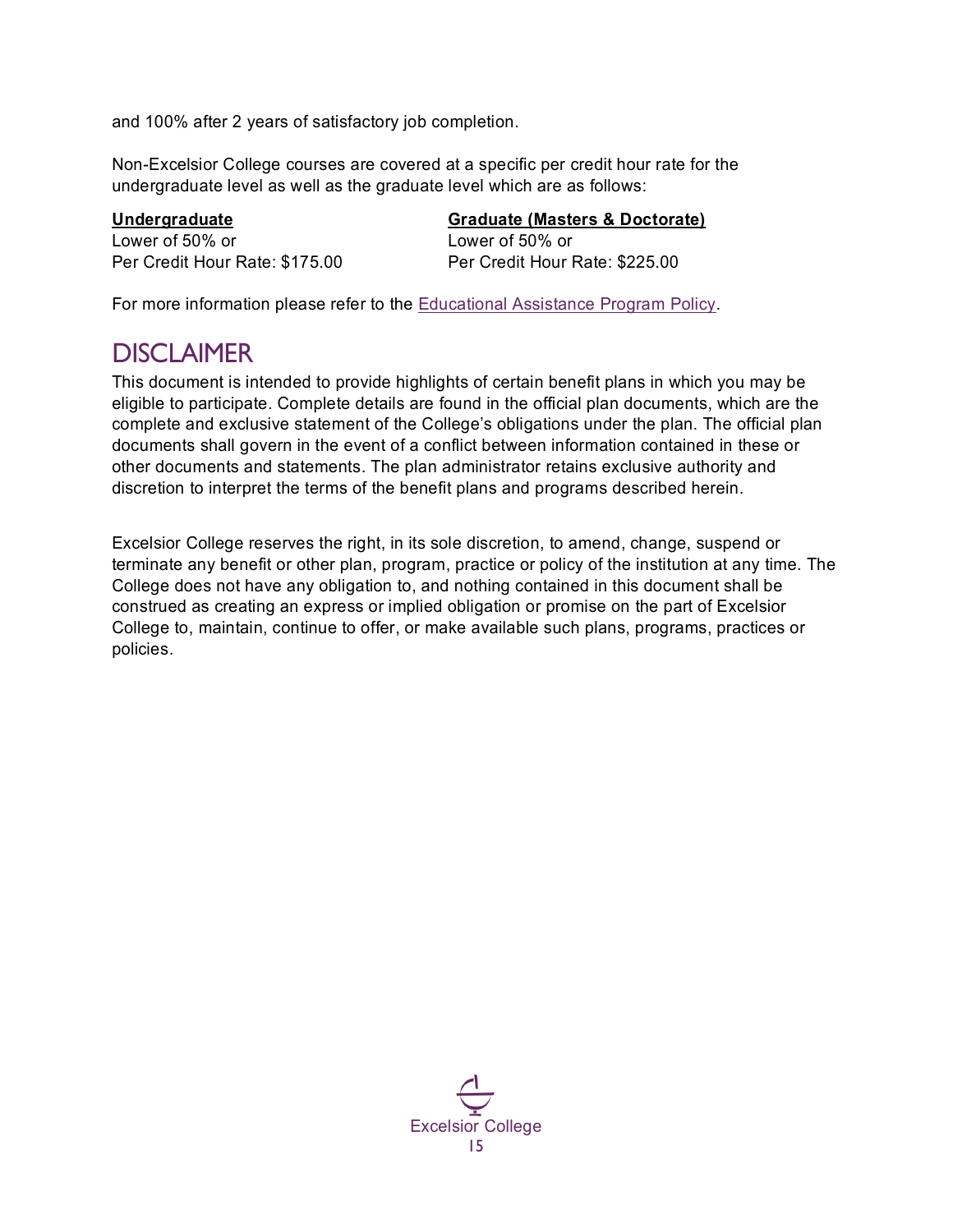and 100% after 2 years of satisfactory job completion.

Non-Excelsior College courses are covered at a specific per credit hour rate for the undergraduate level as well as the graduate level which are as follows:

| **Undergraduate** | **Graduate (Masters & Doctorate)** |
| --- | --- |
| Lower of 50% or | Lower of 50% or |
| Per Credit Hour Rate: $175.00 | Per Credit Hour Rate: $225.00 |

For more information please refer to the Educational Assistance Program Policy.

## DISCLAIMER

This document is intended to provide highlights of certain benefit plans in which you may be eligible to participate. Complete details are found in the official plan documents, which are the complete and exclusive statement of the College's obligations under the plan. The official plan documents shall govern in the event of a conflict between information contained in these or other documents and statements. The plan administrator retains exclusive authority and discretion to interpret the terms of the benefit plans and programs described herein.

Excelsior College reserves the right, in its sole discretion, to amend, change, suspend or terminate any benefit or other plan, program, practice or policy of the institution at any time. The College does not have any obligation to, and nothing contained in this document shall be construed as creating an express or implied obligation or promise on the part of Excelsior College to, maintain, continue to offer, or make available such plans, programs, practices or policies.